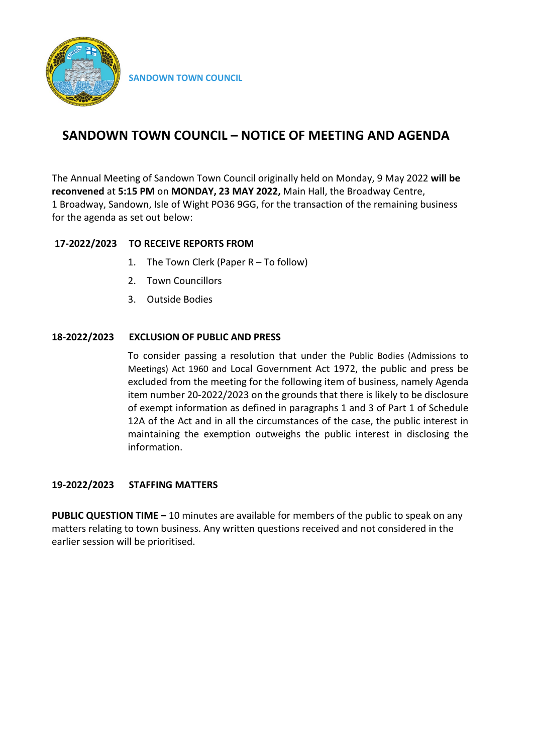SANDOWN TOWN COUNCIL

# SANDOWN TOWN COUNCIL – NOTICE OF MEETING AND AGENDA

The Annual Meeting of Sandown Town Council originally held on Monday, 9 May 2022 **will be reconvened** at **5:15 PM** on **MONDAY, 23 MAY 2022,** Main Hall, the Broadway Centre, 1 Broadway, Sandown, Isle of Wight PO36 9GG, for the transaction of the remaining business for the agenda as set out below:

**17-2022/2023 TO RECEIVE REPORTS FROM**

1. The Town Clerk (Paper R – To follow)
2. Town Councillors
3. Outside Bodies

**18-2022/2023 EXCLUSION OF PUBLIC AND PRESS**

To consider passing a resolution that under the Public Bodies (Admissions to Meetings) Act 1960 and Local Government Act 1972, the public and press be excluded from the meeting for the following item of business, namely Agenda item number 20-2022/2023 on the grounds that there is likely to be disclosure of exempt information as defined in paragraphs 1 and 3 of Part 1 of Schedule 12A of the Act and in all the circumstances of the case, the public interest in maintaining the exemption outweighs the public interest in disclosing the information.

**19-2022/2023 STAFFING MATTERS**

**PUBLIC QUESTION TIME –** 10 minutes are available for members of the public to speak on any matters relating to town business. Any written questions received and not considered in the earlier session will be prioritised.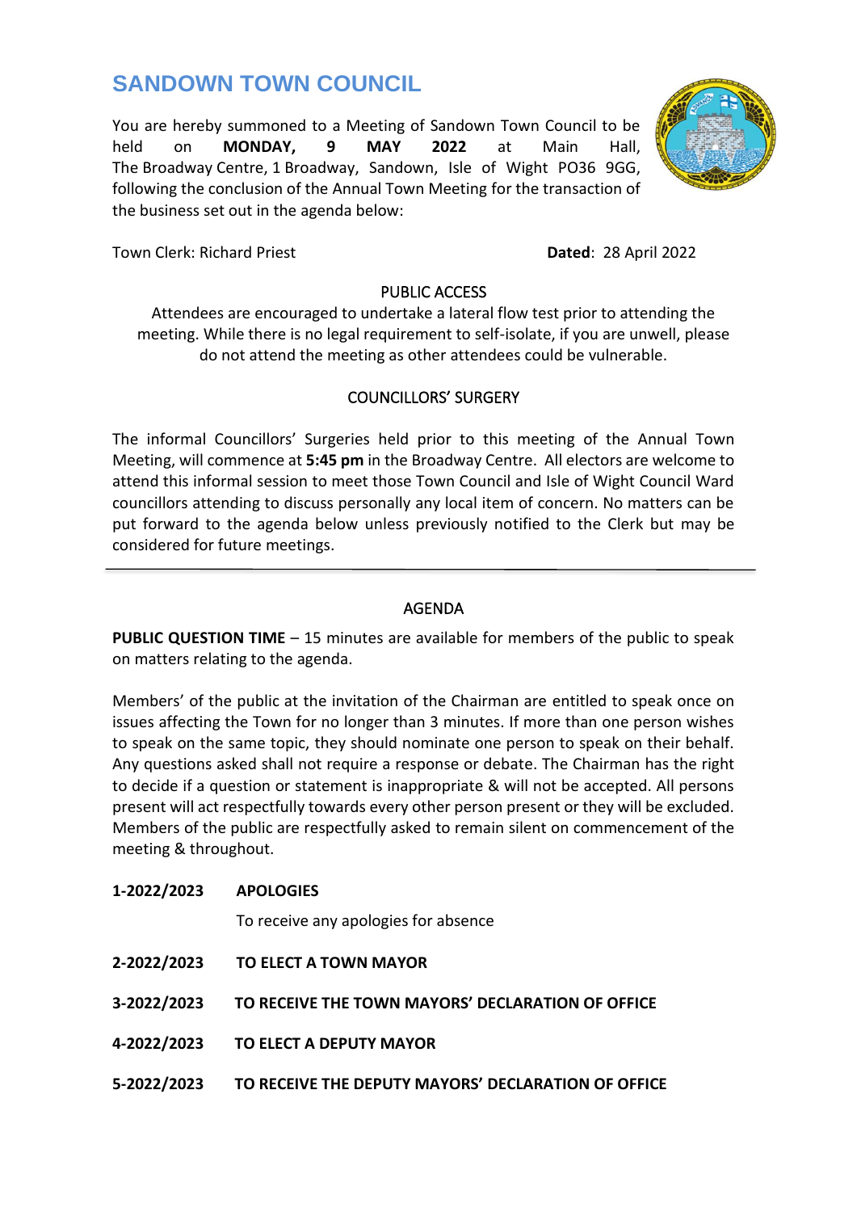# SANDOWN TOWN COUNCIL

You are hereby summoned to a Meeting of Sandown Town Council to be held on **MONDAY, 9 MAY 2022** at Main Hall, The Broadway Centre, 1 Broadway, Sandown, Isle of Wight PO36 9GG, following the conclusion of the Annual Town Meeting for the transaction of the business set out in the agenda below:

Town Clerk: Richard Priest **Dated**: 28 April 2022

PUBLIC ACCESS

Attendees are encouraged to undertake a lateral flow test prior to attending the meeting. While there is no legal requirement to self-isolate, if you are unwell, please do not attend the meeting as other attendees could be vulnerable.

COUNCILLORS' SURGERY

The informal Councillors' Surgeries held prior to this meeting of the Annual Town Meeting, will commence at **5:45 pm** in the Broadway Centre. All electors are welcome to attend this informal session to meet those Town Council and Isle of Wight Council Ward councillors attending to discuss personally any local item of concern. No matters can be put forward to the agenda below unless previously notified to the Clerk but may be considered for future meetings.

---

AGENDA

**PUBLIC QUESTION TIME** – 15 minutes are available for members of the public to speak on matters relating to the agenda.

Members' of the public at the invitation of the Chairman are entitled to speak once on issues affecting the Town for no longer than 3 minutes. If more than one person wishes to speak on the same topic, they should nominate one person to speak on their behalf. Any questions asked shall not require a response or debate. The Chairman has the right to decide if a question or statement is inappropriate & will not be accepted. All persons present will act respectfully towards every other person present or they will be excluded. Members of the public are respectfully asked to remain silent on commencement of the meeting & throughout.

**1-2022/2023 APOLOGIES**

To receive any apologies for absence

**2-2022/2023 TO ELECT A TOWN MAYOR**

**3-2022/2023 TO RECEIVE THE TOWN MAYORS' DECLARATION OF OFFICE**

**4-2022/2023 TO ELECT A DEPUTY MAYOR**

**5-2022/2023 TO RECEIVE THE DEPUTY MAYORS' DECLARATION OF OFFICE**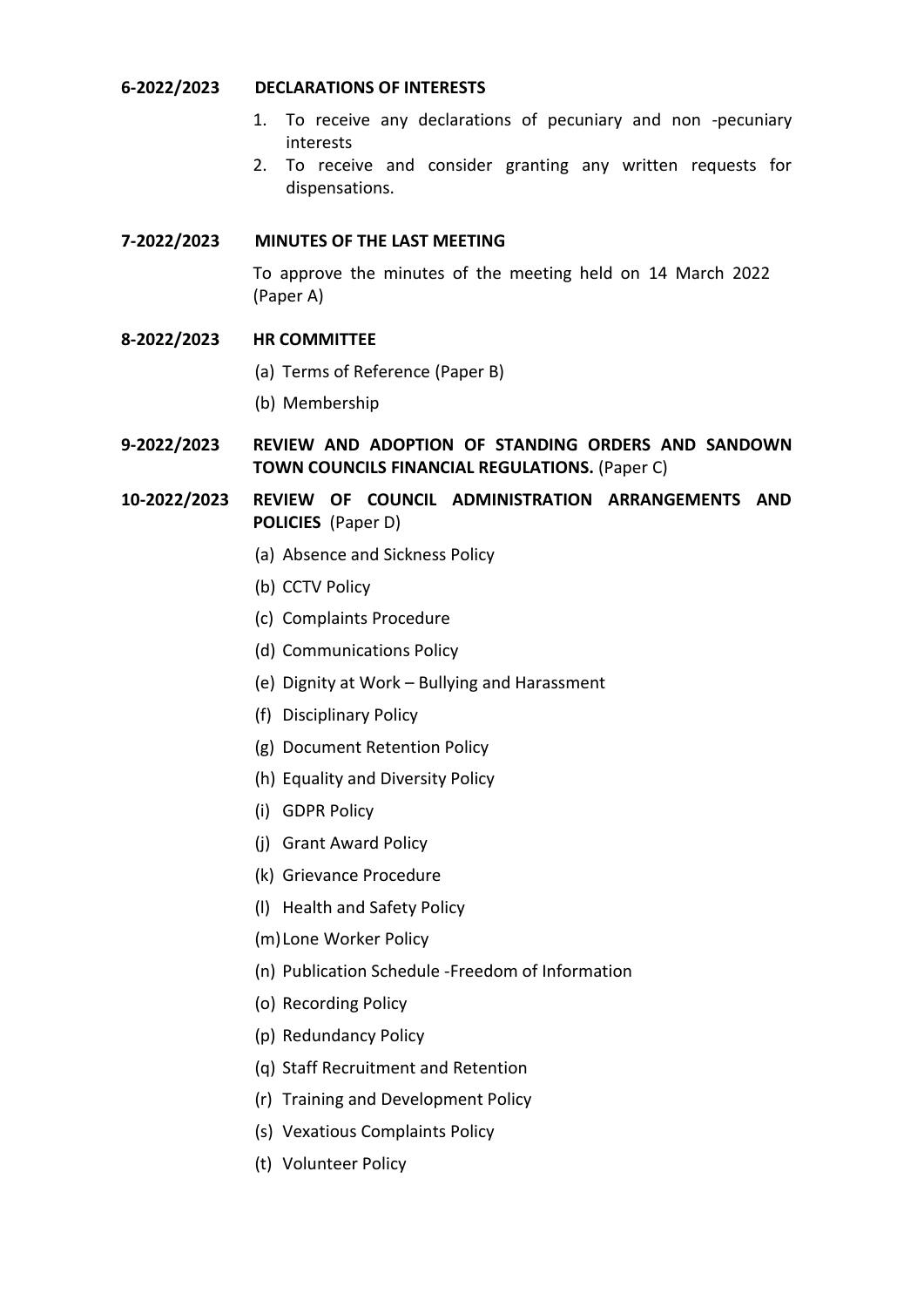**6-2022/2023 DECLARATIONS OF INTERESTS**

1. To receive any declarations of pecuniary and non -pecuniary interests
2. To receive and consider granting any written requests for dispensations.

**7-2022/2023 MINUTES OF THE LAST MEETING**

To approve the minutes of the meeting held on 14 March 2022 (Paper A)

**8-2022/2023 HR COMMITTEE**

(a) Terms of Reference (Paper B)

(b) Membership

**9-2022/2023 REVIEW AND ADOPTION OF STANDING ORDERS AND SANDOWN TOWN COUNCILS FINANCIAL REGULATIONS.** (Paper C)

**10-2022/2023 REVIEW OF COUNCIL ADMINISTRATION ARRANGEMENTS AND POLICIES** (Paper D)

(a) Absence and Sickness Policy

(b) CCTV Policy

(c) Complaints Procedure

(d) Communications Policy

(e) Dignity at Work – Bullying and Harassment

(f) Disciplinary Policy

(g) Document Retention Policy

(h) Equality and Diversity Policy

(i) GDPR Policy

(j) Grant Award Policy

(k) Grievance Procedure

(l) Health and Safety Policy

(m) Lone Worker Policy

(n) Publication Schedule -Freedom of Information

(o) Recording Policy

(p) Redundancy Policy

(q) Staff Recruitment and Retention

(r) Training and Development Policy

(s) Vexatious Complaints Policy

(t) Volunteer Policy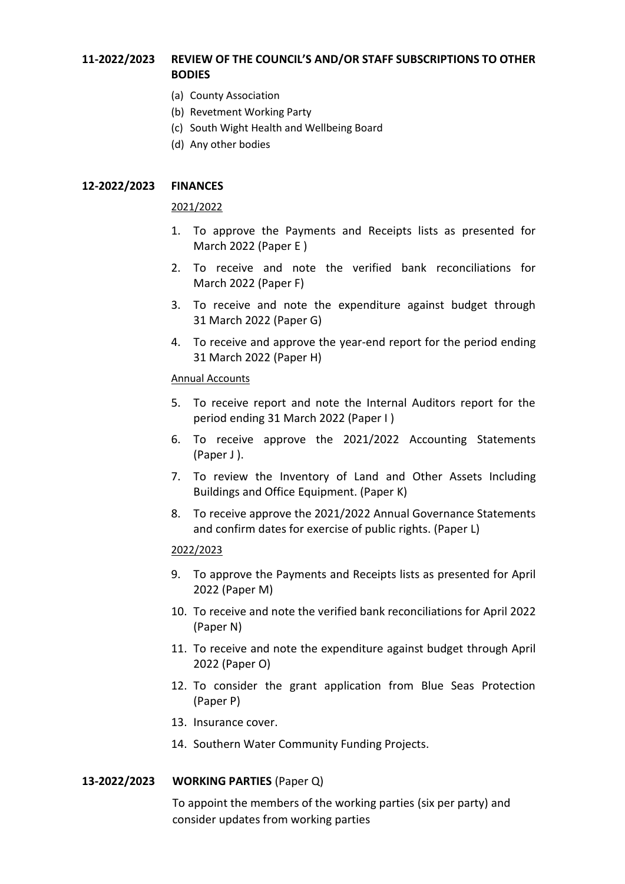**11-2022/2023 REVIEW OF THE COUNCIL'S AND/OR STAFF SUBSCRIPTIONS TO OTHER BODIES**

(a) County Association
(b) Revetment Working Party
(c) South Wight Health and Wellbeing Board
(d) Any other bodies

**12-2022/2023 FINANCES**

2021/2022

1. To approve the Payments and Receipts lists as presented for March 2022 (Paper E )
2. To receive and note the verified bank reconciliations for March 2022 (Paper F)
3. To receive and note the expenditure against budget through 31 March 2022 (Paper G)
4. To receive and approve the year-end report for the period ending 31 March 2022 (Paper H)

Annual Accounts

5. To receive report and note the Internal Auditors report for the period ending 31 March 2022 (Paper I )
6. To receive approve the 2021/2022 Accounting Statements (Paper J ).
7. To review the Inventory of Land and Other Assets Including Buildings and Office Equipment. (Paper K)
8. To receive approve the 2021/2022 Annual Governance Statements and confirm dates for exercise of public rights. (Paper L)

2022/2023

9. To approve the Payments and Receipts lists as presented for April 2022 (Paper M)
10. To receive and note the verified bank reconciliations for April 2022 (Paper N)
11. To receive and note the expenditure against budget through April 2022 (Paper O)
12. To consider the grant application from Blue Seas Protection (Paper P)
13. Insurance cover.
14. Southern Water Community Funding Projects.

**13-2022/2023 WORKING PARTIES** (Paper Q)

To appoint the members of the working parties (six per party) and consider updates from working parties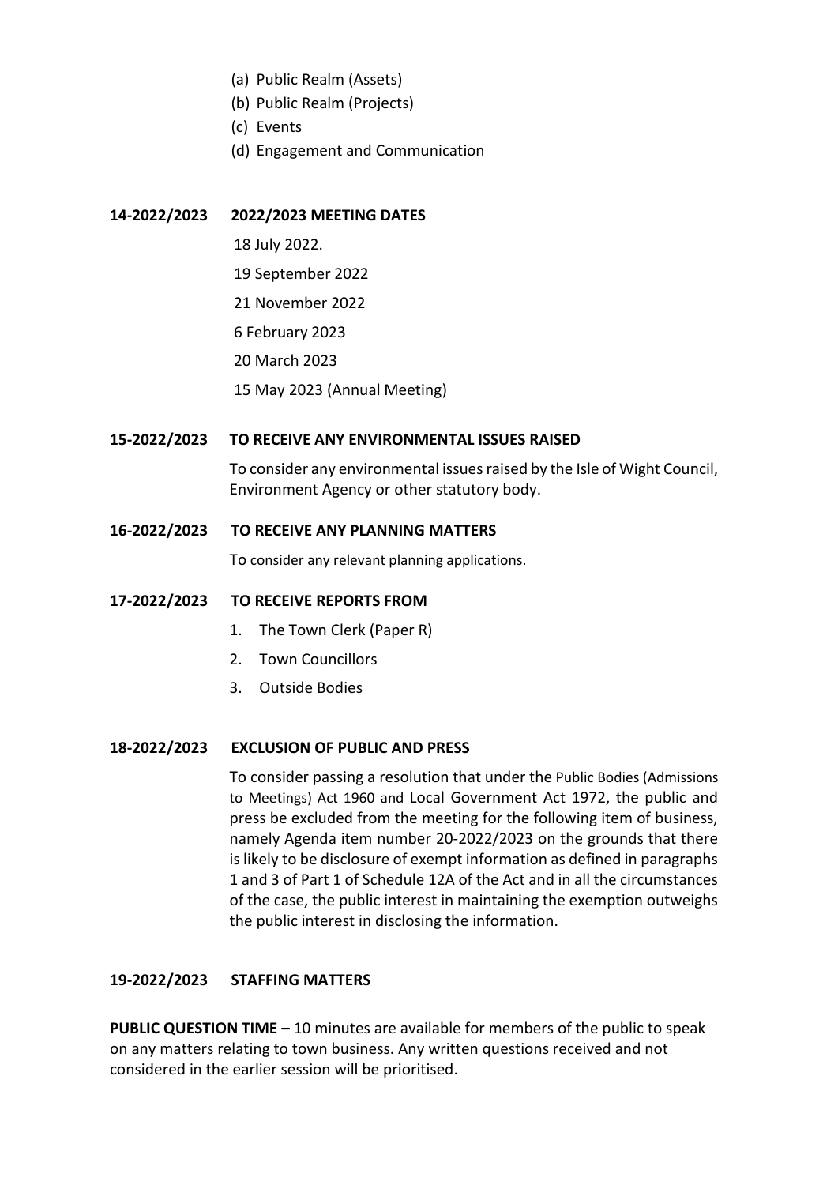(a) Public Realm (Assets)
(b) Public Realm (Projects)
(c) Events
(d) Engagement and Communication

**14-2022/2023 2022/2023 MEETING DATES**

18 July 2022.

19 September 2022

21 November 2022

6 February 2023

20 March 2023

15 May 2023 (Annual Meeting)

**15-2022/2023 TO RECEIVE ANY ENVIRONMENTAL ISSUES RAISED**

To consider any environmental issues raised by the Isle of Wight Council, Environment Agency or other statutory body.

**16-2022/2023 TO RECEIVE ANY PLANNING MATTERS**

To consider any relevant planning applications.

**17-2022/2023 TO RECEIVE REPORTS FROM**

1. The Town Clerk (Paper R)
2. Town Councillors
3. Outside Bodies

**18-2022/2023 EXCLUSION OF PUBLIC AND PRESS**

To consider passing a resolution that under the Public Bodies (Admissions to Meetings) Act 1960 and Local Government Act 1972, the public and press be excluded from the meeting for the following item of business, namely Agenda item number 20-2022/2023 on the grounds that there is likely to be disclosure of exempt information as defined in paragraphs 1 and 3 of Part 1 of Schedule 12A of the Act and in all the circumstances of the case, the public interest in maintaining the exemption outweighs the public interest in disclosing the information.

**19-2022/2023 STAFFING MATTERS**

**PUBLIC QUESTION TIME –** 10 minutes are available for members of the public to speak on any matters relating to town business. Any written questions received and not considered in the earlier session will be prioritised.